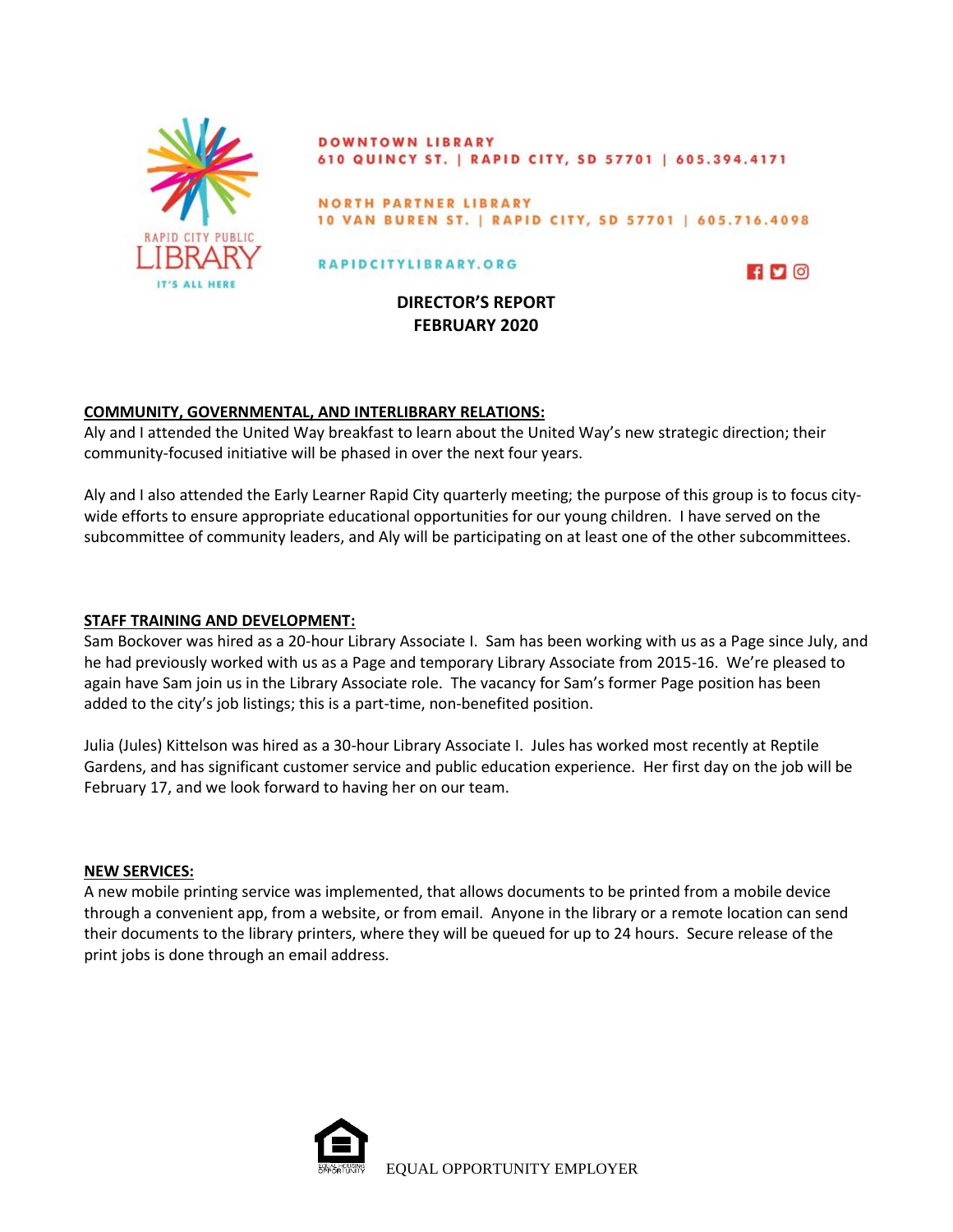RAPID CITY PUBLIC LIBRARY
IT'S ALL HERE

**DOWNTOWN LIBRARY**
**610 QUINCY ST. | RAPID CITY, SD 57701 | 605.394.4171**

**NORTH PARTNER LIBRARY**
**10 VAN BUREN ST. | RAPID CITY, SD 57701 | 605.716.4098**

**RAPIDCITYLIBRARY.ORG**

# DIRECTOR'S REPORT
# FEBRUARY 2020

## COMMUNITY, GOVERNMENTAL, AND INTERLIBRARY RELATIONS:

Aly and I attended the United Way breakfast to learn about the United Way's new strategic direction; their community-focused initiative will be phased in over the next four years.

Aly and I also attended the Early Learner Rapid City quarterly meeting; the purpose of this group is to focus city-wide efforts to ensure appropriate educational opportunities for our young children. I have served on the subcommittee of community leaders, and Aly will be participating on at least one of the other subcommittees.

## STAFF TRAINING AND DEVELOPMENT:

Sam Bockover was hired as a 20-hour Library Associate I. Sam has been working with us as a Page since July, and he had previously worked with us as a Page and temporary Library Associate from 2015-16. We're pleased to again have Sam join us in the Library Associate role. The vacancy for Sam's former Page position has been added to the city's job listings; this is a part-time, non-benefited position.

Julia (Jules) Kittelson was hired as a 30-hour Library Associate I. Jules has worked most recently at Reptile Gardens, and has significant customer service and public education experience. Her first day on the job will be February 17, and we look forward to having her on our team.

## NEW SERVICES:

A new mobile printing service was implemented, that allows documents to be printed from a mobile device through a convenient app, from a website, or from email. Anyone in the library or a remote location can send their documents to the library printers, where they will be queued for up to 24 hours. Secure release of the print jobs is done through an email address.

EQUAL OPPORTUNITY EMPLOYER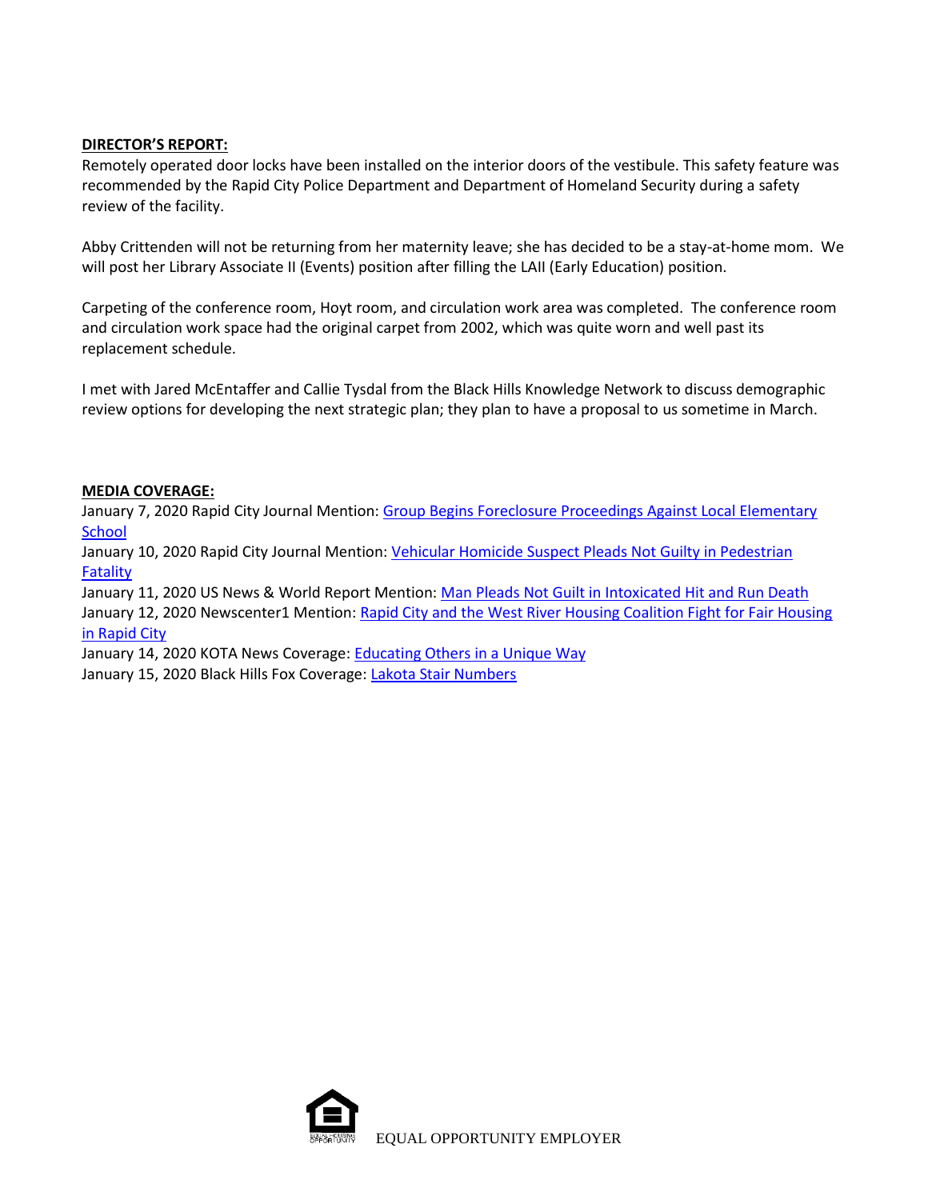**DIRECTOR'S REPORT:**

Remotely operated door locks have been installed on the interior doors of the vestibule. This safety feature was recommended by the Rapid City Police Department and Department of Homeland Security during a safety review of the facility.

Abby Crittenden will not be returning from her maternity leave; she has decided to be a stay-at-home mom. We will post her Library Associate II (Events) position after filling the LAII (Early Education) position.

Carpeting of the conference room, Hoyt room, and circulation work area was completed. The conference room and circulation work space had the original carpet from 2002, which was quite worn and well past its replacement schedule.

I met with Jared McEntaffer and Callie Tysdal from the Black Hills Knowledge Network to discuss demographic review options for developing the next strategic plan; they plan to have a proposal to us sometime in March.

**MEDIA COVERAGE:**

January 7, 2020 Rapid City Journal Mention: Group Begins Foreclosure Proceedings Against Local Elementary School
January 10, 2020 Rapid City Journal Mention: Vehicular Homicide Suspect Pleads Not Guilty in Pedestrian Fatality
January 11, 2020 US News & World Report Mention: Man Pleads Not Guilt in Intoxicated Hit and Run Death
January 12, 2020 Newscenter1 Mention: Rapid City and the West River Housing Coalition Fight for Fair Housing in Rapid City
January 14, 2020 KOTA News Coverage: Educating Others in a Unique Way
January 15, 2020 Black Hills Fox Coverage: Lakota Stair Numbers

EQUAL OPPORTUNITY EMPLOYER